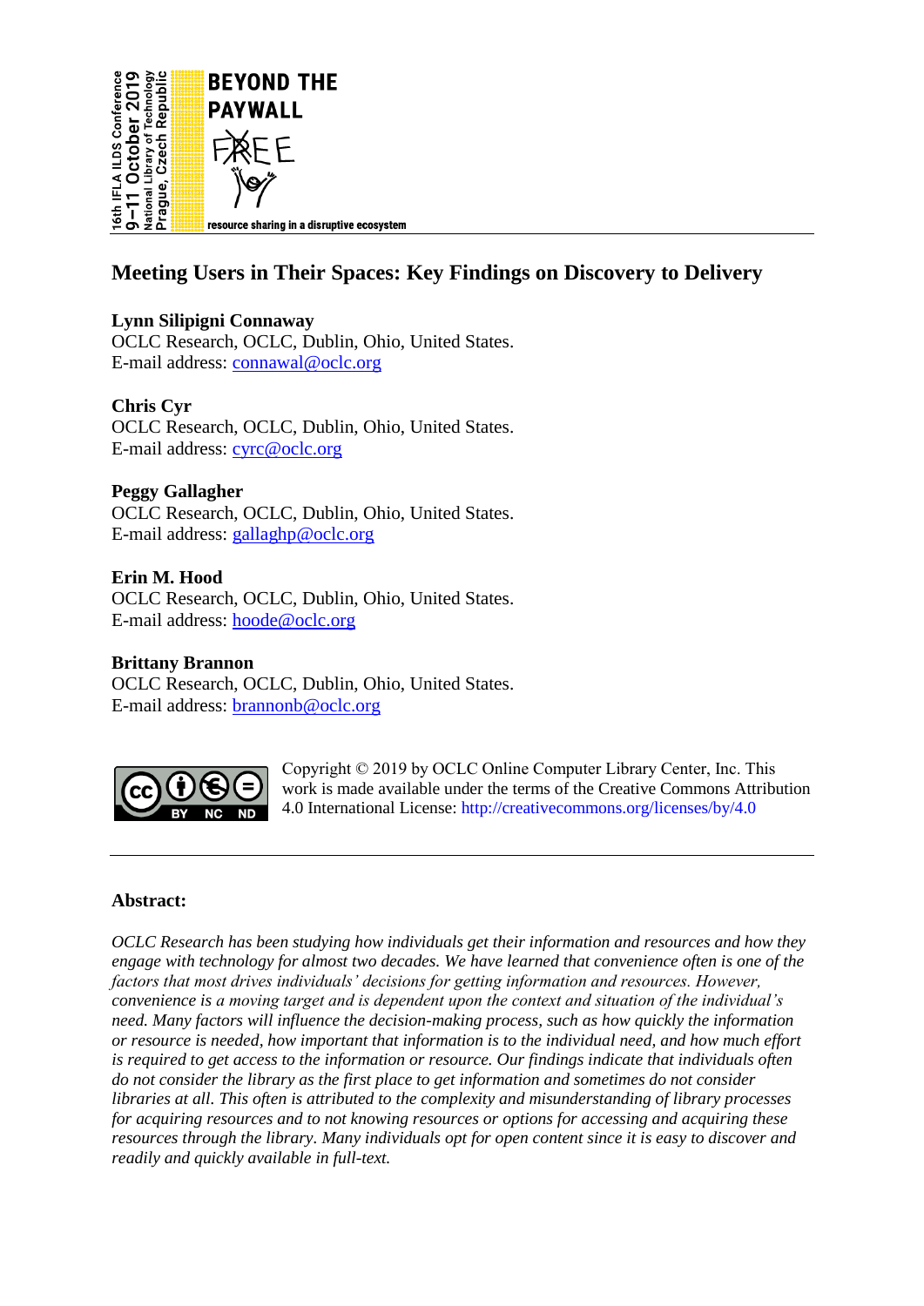16th IFLA ILDS Conference
9–11 October 2019
National Library of Technology
Prague, Czech Republic

BEYOND THE PAYWALL

FREE

resource sharing in a disruptive ecosystem

# Meeting Users in Their Spaces: Key Findings on Discovery to Delivery

**Lynn Silipigni Connaway**
OCLC Research, OCLC, Dublin, Ohio, United States.
E-mail address: connawal@oclc.org

**Chris Cyr**
OCLC Research, OCLC, Dublin, Ohio, United States.
E-mail address: cyrc@oclc.org

**Peggy Gallagher**
OCLC Research, OCLC, Dublin, Ohio, United States.
E-mail address: gallaghp@oclc.org

**Erin M. Hood**
OCLC Research, OCLC, Dublin, Ohio, United States.
E-mail address: hoode@oclc.org

**Brittany Brannon**
OCLC Research, OCLC, Dublin, Ohio, United States.
E-mail address: brannonb@oclc.org

Copyright © 2019 by OCLC Online Computer Library Center, Inc. This work is made available under the terms of the Creative Commons Attribution 4.0 International License: http://creativecommons.org/licenses/by/4.0

---

## Abstract:

*OCLC Research has been studying how individuals get their information and resources and how they engage with technology for almost two decades. We have learned that convenience often is one of the factors that most drives individuals' decisions for getting information and resources. However, convenience is a moving target and is dependent upon the context and situation of the individual's need. Many factors will influence the decision-making process, such as how quickly the information or resource is needed, how important that information is to the individual need, and how much effort is required to get access to the information or resource. Our findings indicate that individuals often do not consider the library as the first place to get information and sometimes do not consider libraries at all. This often is attributed to the complexity and misunderstanding of library processes for acquiring resources and to not knowing resources or options for accessing and acquiring these resources through the library. Many individuals opt for open content since it is easy to discover and readily and quickly available in full-text.*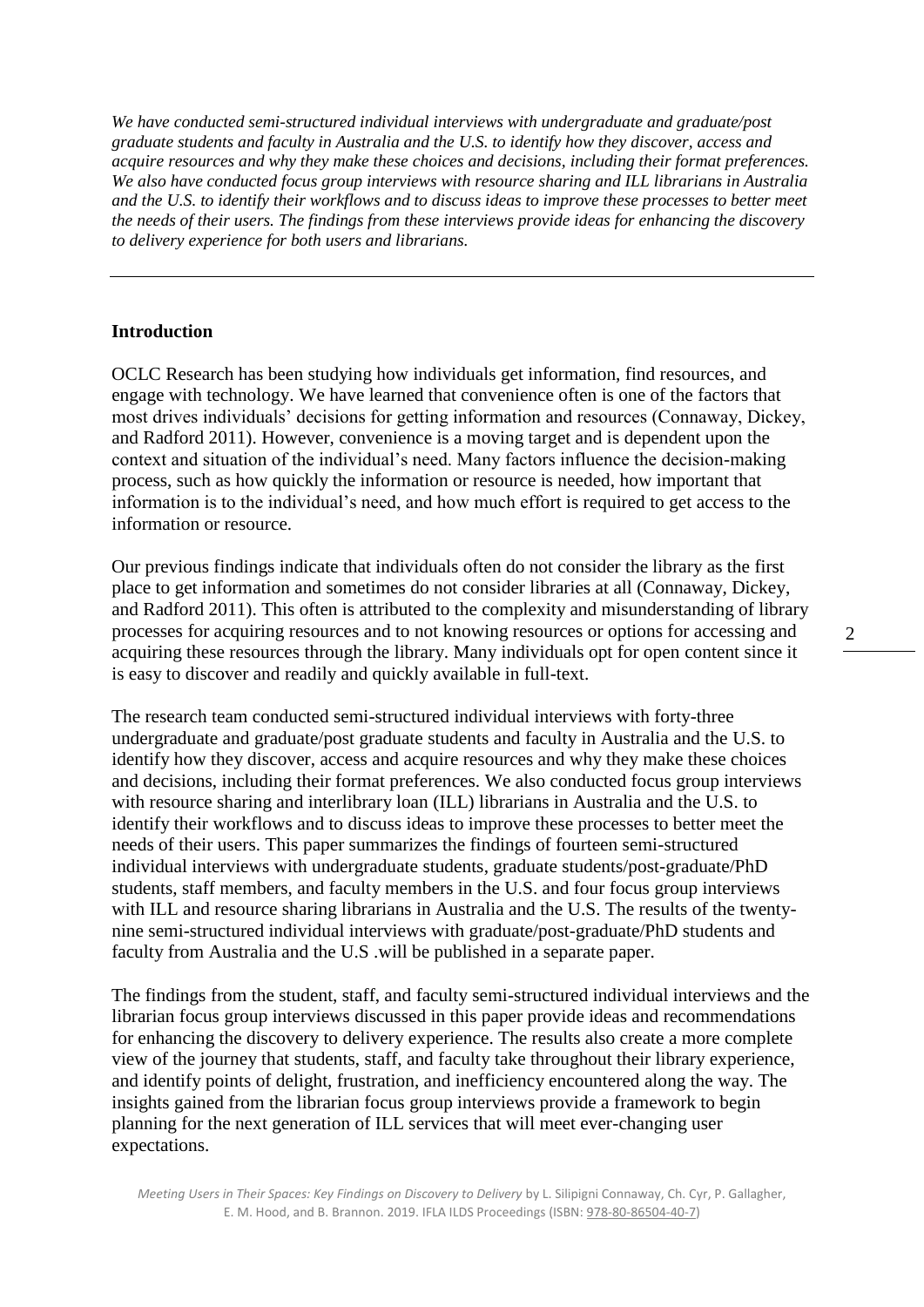*We have conducted semi-structured individual interviews with undergraduate and graduate/post graduate students and faculty in Australia and the U.S. to identify how they discover, access and acquire resources and why they make these choices and decisions, including their format preferences. We also have conducted focus group interviews with resource sharing and ILL librarians in Australia and the U.S. to identify their workflows and to discuss ideas to improve these processes to better meet the needs of their users. The findings from these interviews provide ideas for enhancing the discovery to delivery experience for both users and librarians.*

---

## Introduction

OCLC Research has been studying how individuals get information, find resources, and engage with technology. We have learned that convenience often is one of the factors that most drives individuals' decisions for getting information and resources (Connaway, Dickey, and Radford 2011). However, convenience is a moving target and is dependent upon the context and situation of the individual's need. Many factors influence the decision-making process, such as how quickly the information or resource is needed, how important that information is to the individual's need, and how much effort is required to get access to the information or resource.

Our previous findings indicate that individuals often do not consider the library as the first place to get information and sometimes do not consider libraries at all (Connaway, Dickey, and Radford 2011). This often is attributed to the complexity and misunderstanding of library processes for acquiring resources and to not knowing resources or options for accessing and acquiring these resources through the library. Many individuals opt for open content since it is easy to discover and readily and quickly available in full-text.

The research team conducted semi-structured individual interviews with forty-three undergraduate and graduate/post graduate students and faculty in Australia and the U.S. to identify how they discover, access and acquire resources and why they make these choices and decisions, including their format preferences. We also conducted focus group interviews with resource sharing and interlibrary loan (ILL) librarians in Australia and the U.S. to identify their workflows and to discuss ideas to improve these processes to better meet the needs of their users. This paper summarizes the findings of fourteen semi-structured individual interviews with undergraduate students, graduate students/post-graduate/PhD students, staff members, and faculty members in the U.S. and four focus group interviews with ILL and resource sharing librarians in Australia and the U.S. The results of the twenty-nine semi-structured individual interviews with graduate/post-graduate/PhD students and faculty from Australia and the U.S .will be published in a separate paper.

The findings from the student, staff, and faculty semi-structured individual interviews and the librarian focus group interviews discussed in this paper provide ideas and recommendations for enhancing the discovery to delivery experience. The results also create a more complete view of the journey that students, staff, and faculty take throughout their library experience, and identify points of delight, frustration, and inefficiency encountered along the way. The insights gained from the librarian focus group interviews provide a framework to begin planning for the next generation of ILL services that will meet ever-changing user expectations.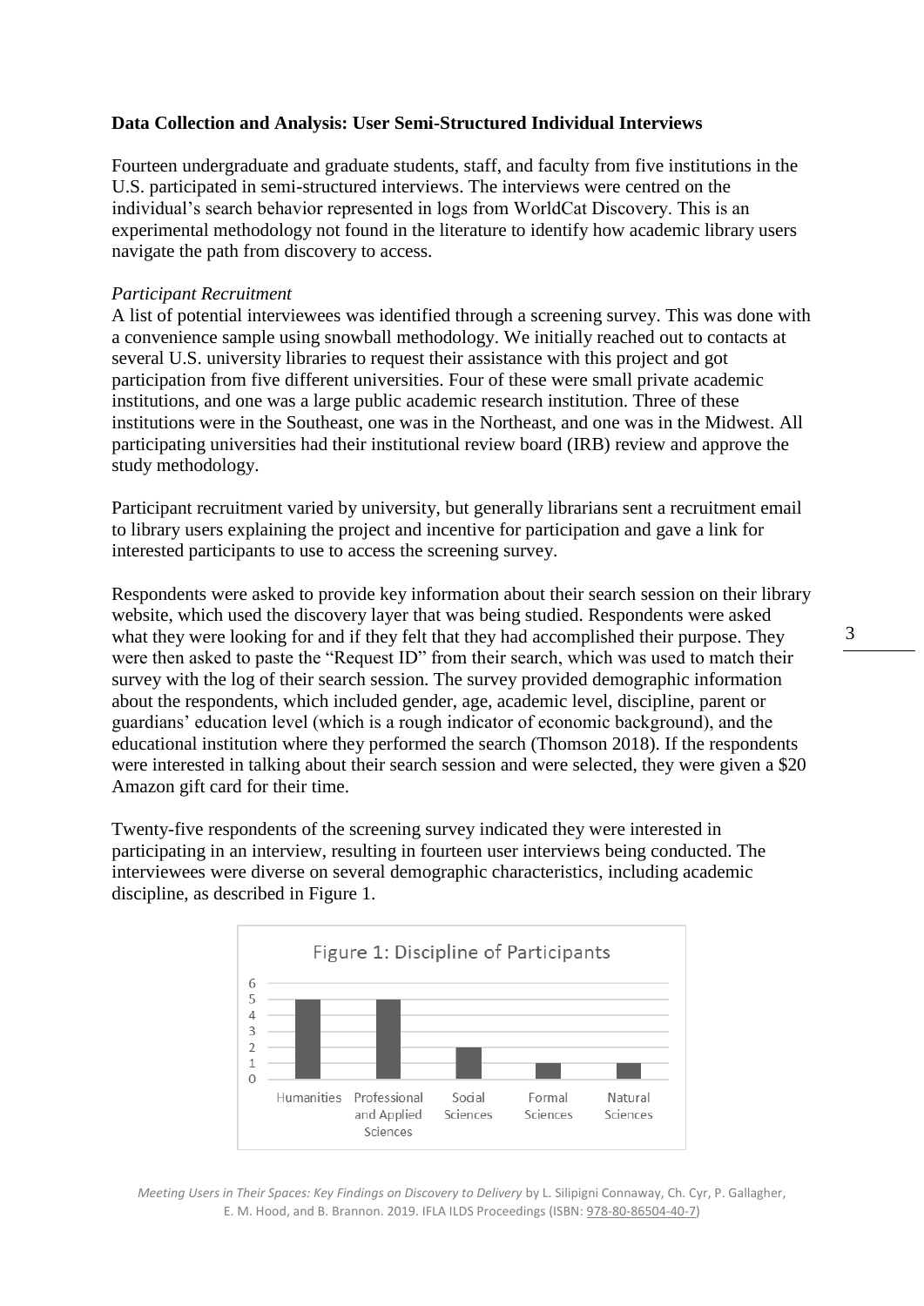**Data Collection and Analysis: User Semi-Structured Individual Interviews**

Fourteen undergraduate and graduate students, staff, and faculty from five institutions in the U.S. participated in semi-structured interviews. The interviews were centred on the individual's search behavior represented in logs from WorldCat Discovery. This is an experimental methodology not found in the literature to identify how academic library users navigate the path from discovery to access.

*Participant Recruitment*

A list of potential interviewees was identified through a screening survey. This was done with a convenience sample using snowball methodology. We initially reached out to contacts at several U.S. university libraries to request their assistance with this project and got participation from five different universities. Four of these were small private academic institutions, and one was a large public academic research institution. Three of these institutions were in the Southeast, one was in the Northeast, and one was in the Midwest. All participating universities had their institutional review board (IRB) review and approve the study methodology.

Participant recruitment varied by university, but generally librarians sent a recruitment email to library users explaining the project and incentive for participation and gave a link for interested participants to use to access the screening survey.

Respondents were asked to provide key information about their search session on their library website, which used the discovery layer that was being studied. Respondents were asked what they were looking for and if they felt that they had accomplished their purpose. They were then asked to paste the "Request ID" from their search, which was used to match their survey with the log of their search session. The survey provided demographic information about the respondents, which included gender, age, academic level, discipline, parent or guardians' education level (which is a rough indicator of economic background), and the educational institution where they performed the search (Thomson 2018). If the respondents were interested in talking about their search session and were selected, they were given a $20 Amazon gift card for their time.

Twenty-five respondents of the screening survey indicated they were interested in participating in an interview, resulting in fourteen user interviews being conducted. The interviewees were diverse on several demographic characteristics, including academic discipline, as described in Figure 1.

Figure 1: Discipline of Participants

| Discipline | Participants |
|---|---|
| Humanities | 5 |
| Professional and Applied Sciences | 5 |
| Social Sciences | 2 |
| Formal Sciences | 1 |
| Natural Sciences | 1 |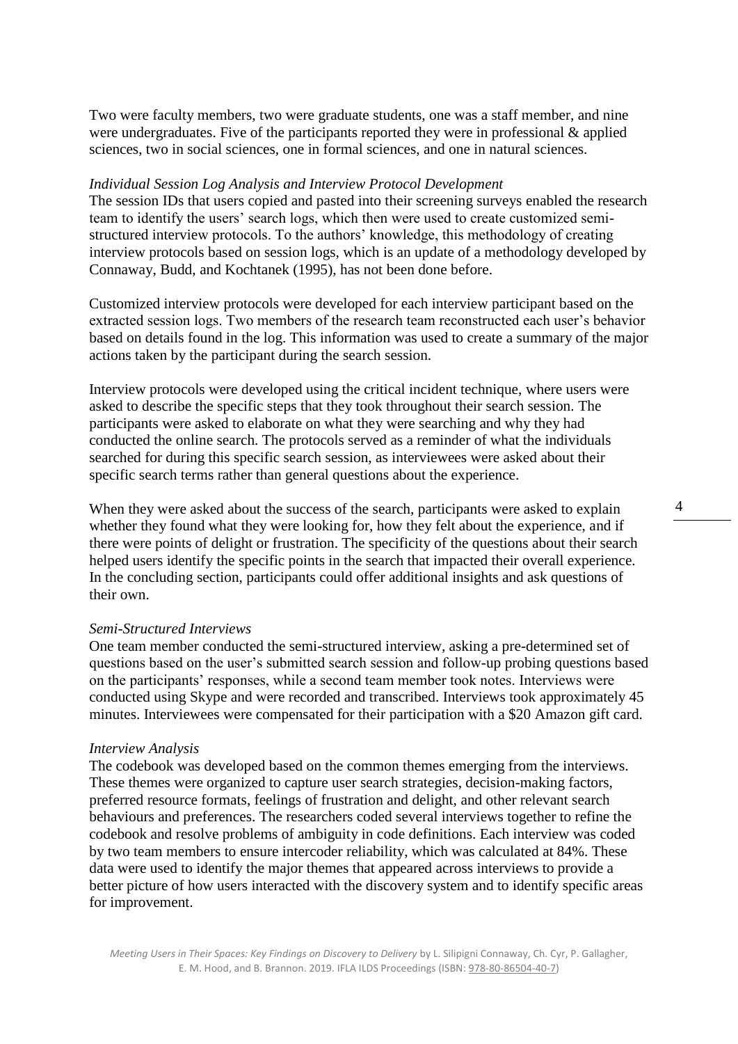Two were faculty members, two were graduate students, one was a staff member, and nine were undergraduates. Five of the participants reported they were in professional & applied sciences, two in social sciences, one in formal sciences, and one in natural sciences.

*Individual Session Log Analysis and Interview Protocol Development*

The session IDs that users copied and pasted into their screening surveys enabled the research team to identify the users' search logs, which then were used to create customized semi-structured interview protocols. To the authors' knowledge, this methodology of creating interview protocols based on session logs, which is an update of a methodology developed by Connaway, Budd, and Kochtanek (1995), has not been done before.

Customized interview protocols were developed for each interview participant based on the extracted session logs. Two members of the research team reconstructed each user's behavior based on details found in the log. This information was used to create a summary of the major actions taken by the participant during the search session.

Interview protocols were developed using the critical incident technique, where users were asked to describe the specific steps that they took throughout their search session. The participants were asked to elaborate on what they were searching and why they had conducted the online search. The protocols served as a reminder of what the individuals searched for during this specific search session, as interviewees were asked about their specific search terms rather than general questions about the experience.

When they were asked about the success of the search, participants were asked to explain whether they found what they were looking for, how they felt about the experience, and if there were points of delight or frustration. The specificity of the questions about their search helped users identify the specific points in the search that impacted their overall experience. In the concluding section, participants could offer additional insights and ask questions of their own.

*Semi-Structured Interviews*

One team member conducted the semi-structured interview, asking a pre-determined set of questions based on the user's submitted search session and follow-up probing questions based on the participants' responses, while a second team member took notes. Interviews were conducted using Skype and were recorded and transcribed. Interviews took approximately 45 minutes. Interviewees were compensated for their participation with a $20 Amazon gift card.

*Interview Analysis*

The codebook was developed based on the common themes emerging from the interviews. These themes were organized to capture user search strategies, decision-making factors, preferred resource formats, feelings of frustration and delight, and other relevant search behaviours and preferences. The researchers coded several interviews together to refine the codebook and resolve problems of ambiguity in code definitions. Each interview was coded by two team members to ensure intercoder reliability, which was calculated at 84%. These data were used to identify the major themes that appeared across interviews to provide a better picture of how users interacted with the discovery system and to identify specific areas for improvement.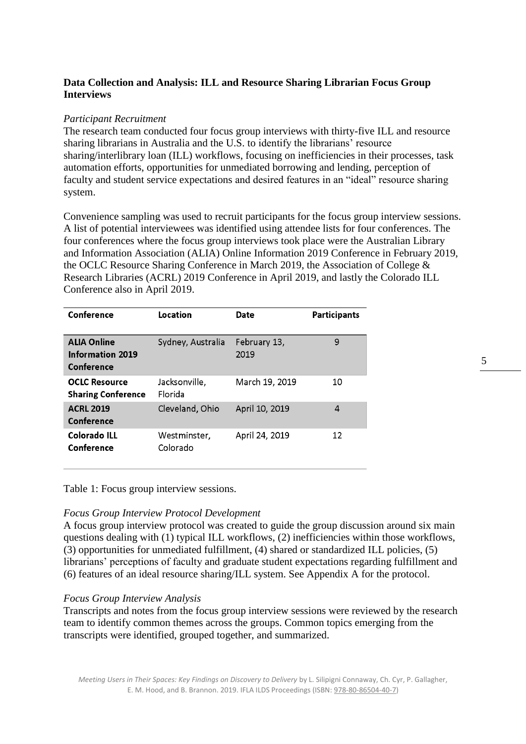### Data Collection and Analysis: ILL and Resource Sharing Librarian Focus Group Interviews

*Participant Recruitment*

The research team conducted four focus group interviews with thirty-five ILL and resource sharing librarians in Australia and the U.S. to identify the librarians' resource sharing/interlibrary loan (ILL) workflows, focusing on inefficiencies in their processes, task automation efforts, opportunities for unmediated borrowing and lending, perception of faculty and student service expectations and desired features in an "ideal" resource sharing system.

Convenience sampling was used to recruit participants for the focus group interview sessions. A list of potential interviewees was identified using attendee lists for four conferences. The four conferences where the focus group interviews took place were the Australian Library and Information Association (ALIA) Online Information 2019 Conference in February 2019, the OCLC Resource Sharing Conference in March 2019, the Association of College & Research Libraries (ACRL) 2019 Conference in April 2019, and lastly the Colorado ILL Conference also in April 2019.

| Conference | Location | Date | Participants |
|---|---|---|---|
| **ALIA Online Information 2019 Conference** | Sydney, Australia | February 13, 2019 | 9 |
| **OCLC Resource Sharing Conference** | Jacksonville, Florida | March 19, 2019 | 10 |
| **ACRL 2019 Conference** | Cleveland, Ohio | April 10, 2019 | 4 |
| **Colorado ILL Conference** | Westminster, Colorado | April 24, 2019 | 12 |

Table 1: Focus group interview sessions.

*Focus Group Interview Protocol Development*

A focus group interview protocol was created to guide the group discussion around six main questions dealing with (1) typical ILL workflows, (2) inefficiencies within those workflows, (3) opportunities for unmediated fulfillment, (4) shared or standardized ILL policies, (5) librarians' perceptions of faculty and graduate student expectations regarding fulfillment and (6) features of an ideal resource sharing/ILL system. See Appendix A for the protocol.

*Focus Group Interview Analysis*

Transcripts and notes from the focus group interview sessions were reviewed by the research team to identify common themes across the groups. Common topics emerging from the transcripts were identified, grouped together, and summarized.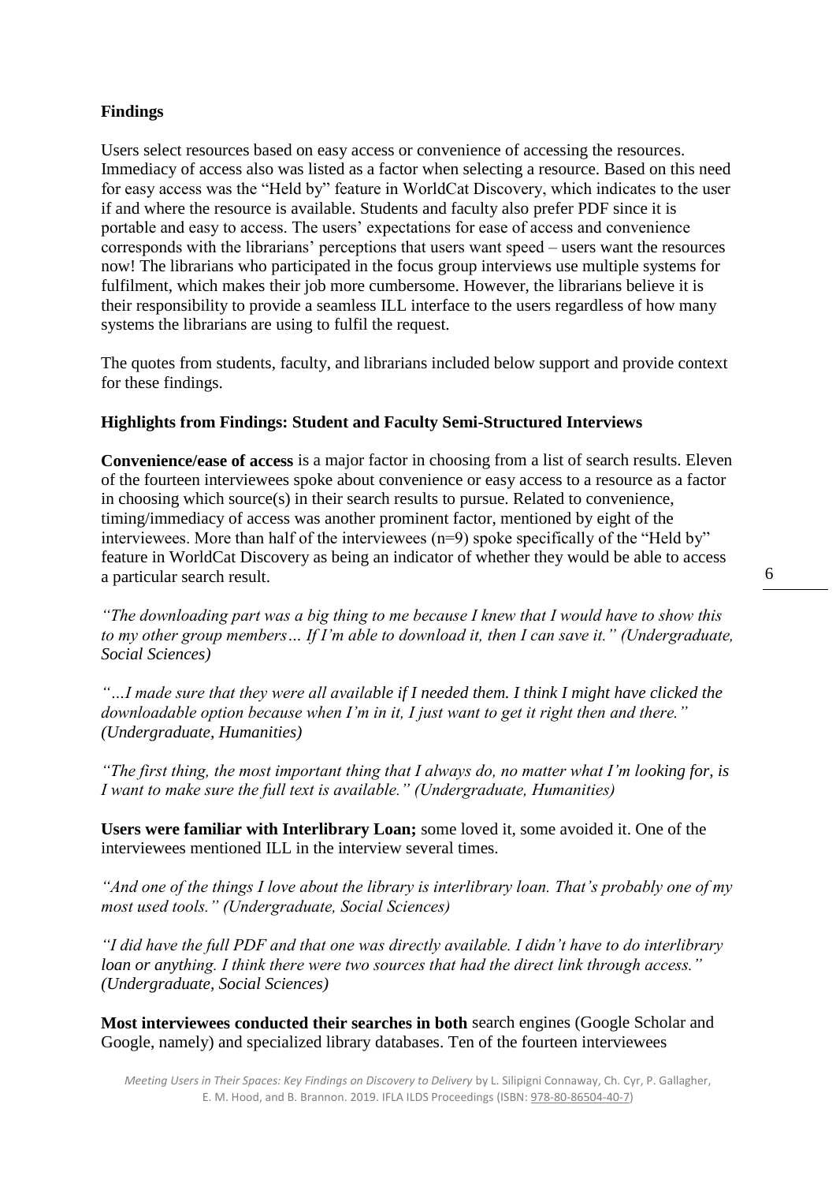**Findings**

Users select resources based on easy access or convenience of accessing the resources. Immediacy of access also was listed as a factor when selecting a resource. Based on this need for easy access was the "Held by" feature in WorldCat Discovery, which indicates to the user if and where the resource is available. Students and faculty also prefer PDF since it is portable and easy to access. The users' expectations for ease of access and convenience corresponds with the librarians' perceptions that users want speed – users want the resources now! The librarians who participated in the focus group interviews use multiple systems for fulfilment, which makes their job more cumbersome. However, the librarians believe it is their responsibility to provide a seamless ILL interface to the users regardless of how many systems the librarians are using to fulfil the request.

The quotes from students, faculty, and librarians included below support and provide context for these findings.

**Highlights from Findings: Student and Faculty Semi-Structured Interviews**

**Convenience/ease of access** is a major factor in choosing from a list of search results. Eleven of the fourteen interviewees spoke about convenience or easy access to a resource as a factor in choosing which source(s) in their search results to pursue. Related to convenience, timing/immediacy of access was another prominent factor, mentioned by eight of the interviewees. More than half of the interviewees (n=9) spoke specifically of the "Held by" feature in WorldCat Discovery as being an indicator of whether they would be able to access a particular search result.

*"The downloading part was a big thing to me because I knew that I would have to show this to my other group members… If I'm able to download it, then I can save it." (Undergraduate, Social Sciences)*

*"…I made sure that they were all available if I needed them. I think I might have clicked the downloadable option because when I'm in it, I just want to get it right then and there." (Undergraduate, Humanities)*

*"The first thing, the most important thing that I always do, no matter what I'm looking for, is I want to make sure the full text is available." (Undergraduate, Humanities)*

**Users were familiar with Interlibrary Loan;** some loved it, some avoided it. One of the interviewees mentioned ILL in the interview several times.

*"And one of the things I love about the library is interlibrary loan. That's probably one of my most used tools." (Undergraduate, Social Sciences)*

*"I did have the full PDF and that one was directly available. I didn't have to do interlibrary loan or anything. I think there were two sources that had the direct link through access." (Undergraduate, Social Sciences)*

**Most interviewees conducted their searches in both** search engines (Google Scholar and Google, namely) and specialized library databases. Ten of the fourteen interviewees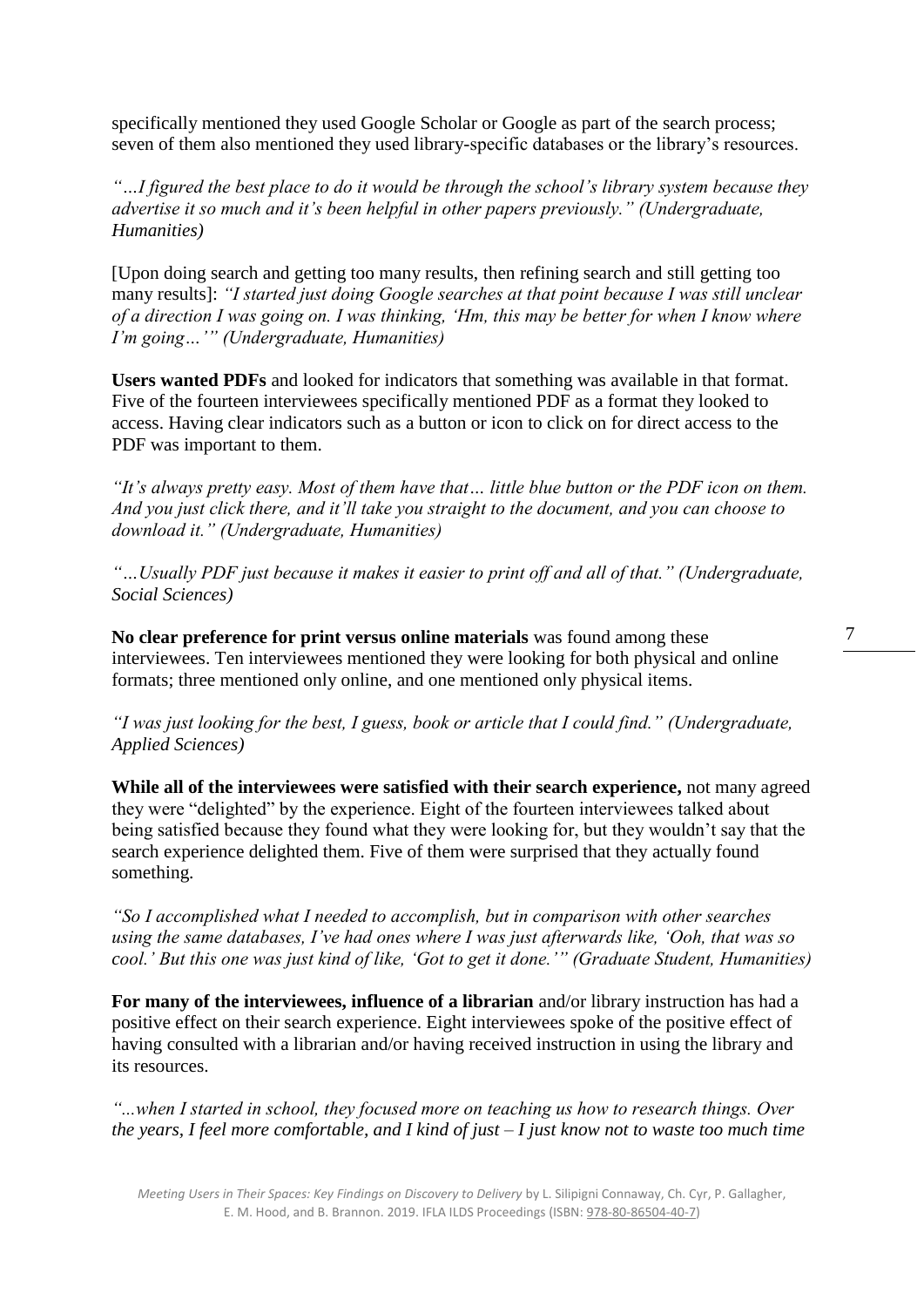specifically mentioned they used Google Scholar or Google as part of the search process; seven of them also mentioned they used library-specific databases or the library's resources.

*"…I figured the best place to do it would be through the school's library system because they advertise it so much and it's been helpful in other papers previously." (Undergraduate, Humanities)*

[Upon doing search and getting too many results, then refining search and still getting too many results]: *"I started just doing Google searches at that point because I was still unclear of a direction I was going on. I was thinking, 'Hm, this may be better for when I know where I'm going…'" (Undergraduate, Humanities)*

**Users wanted PDFs** and looked for indicators that something was available in that format. Five of the fourteen interviewees specifically mentioned PDF as a format they looked to access. Having clear indicators such as a button or icon to click on for direct access to the PDF was important to them.

*"It's always pretty easy. Most of them have that… little blue button or the PDF icon on them. And you just click there, and it'll take you straight to the document, and you can choose to download it." (Undergraduate, Humanities)*

*"…Usually PDF just because it makes it easier to print off and all of that." (Undergraduate, Social Sciences)*

**No clear preference for print versus online materials** was found among these interviewees. Ten interviewees mentioned they were looking for both physical and online formats; three mentioned only online, and one mentioned only physical items.

*"I was just looking for the best, I guess, book or article that I could find." (Undergraduate, Applied Sciences)*

**While all of the interviewees were satisfied with their search experience,** not many agreed they were "delighted" by the experience. Eight of the fourteen interviewees talked about being satisfied because they found what they were looking for, but they wouldn't say that the search experience delighted them. Five of them were surprised that they actually found something.

*"So I accomplished what I needed to accomplish, but in comparison with other searches using the same databases, I've had ones where I was just afterwards like, 'Ooh, that was so cool.' But this one was just kind of like, 'Got to get it done.'" (Graduate Student, Humanities)*

**For many of the interviewees, influence of a librarian** and/or library instruction has had a positive effect on their search experience. Eight interviewees spoke of the positive effect of having consulted with a librarian and/or having received instruction in using the library and its resources.

*"...when I started in school, they focused more on teaching us how to research things. Over the years, I feel more comfortable, and I kind of just – I just know not to waste too much time*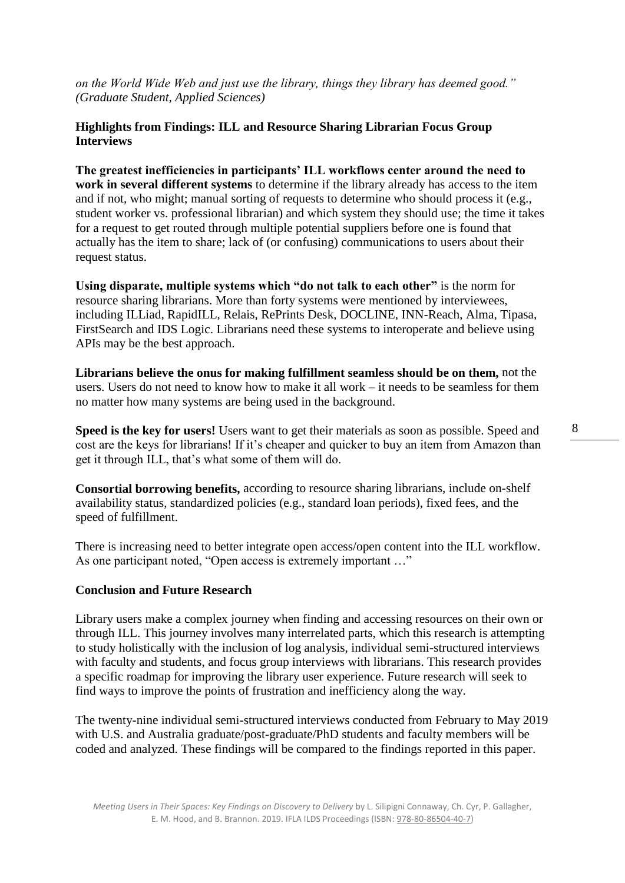*on the World Wide Web and just use the library, things they library has deemed good." (Graduate Student, Applied Sciences)*

## Highlights from Findings: ILL and Resource Sharing Librarian Focus Group Interviews

**The greatest inefficiencies in participants' ILL workflows center around the need to work in several different systems** to determine if the library already has access to the item and if not, who might; manual sorting of requests to determine who should process it (e.g., student worker vs. professional librarian) and which system they should use; the time it takes for a request to get routed through multiple potential suppliers before one is found that actually has the item to share; lack of (or confusing) communications to users about their request status.

**Using disparate, multiple systems which "do not talk to each other"** is the norm for resource sharing librarians. More than forty systems were mentioned by interviewees, including ILLiad, RapidILL, Relais, RePrints Desk, DOCLINE, INN-Reach, Alma, Tipasa, FirstSearch and IDS Logic. Librarians need these systems to interoperate and believe using APIs may be the best approach.

**Librarians believe the onus for making fulfillment seamless should be on them,** not the users. Users do not need to know how to make it all work – it needs to be seamless for them no matter how many systems are being used in the background.

**Speed is the key for users!** Users want to get their materials as soon as possible. Speed and cost are the keys for librarians! If it's cheaper and quicker to buy an item from Amazon than get it through ILL, that's what some of them will do.

**Consortial borrowing benefits,** according to resource sharing librarians, include on-shelf availability status, standardized policies (e.g., standard loan periods), fixed fees, and the speed of fulfillment.

There is increasing need to better integrate open access/open content into the ILL workflow. As one participant noted, "Open access is extremely important …"

## Conclusion and Future Research

Library users make a complex journey when finding and accessing resources on their own or through ILL. This journey involves many interrelated parts, which this research is attempting to study holistically with the inclusion of log analysis, individual semi-structured interviews with faculty and students, and focus group interviews with librarians. This research provides a specific roadmap for improving the library user experience. Future research will seek to find ways to improve the points of frustration and inefficiency along the way.

The twenty-nine individual semi-structured interviews conducted from February to May 2019 with U.S. and Australia graduate/post-graduate/PhD students and faculty members will be coded and analyzed. These findings will be compared to the findings reported in this paper.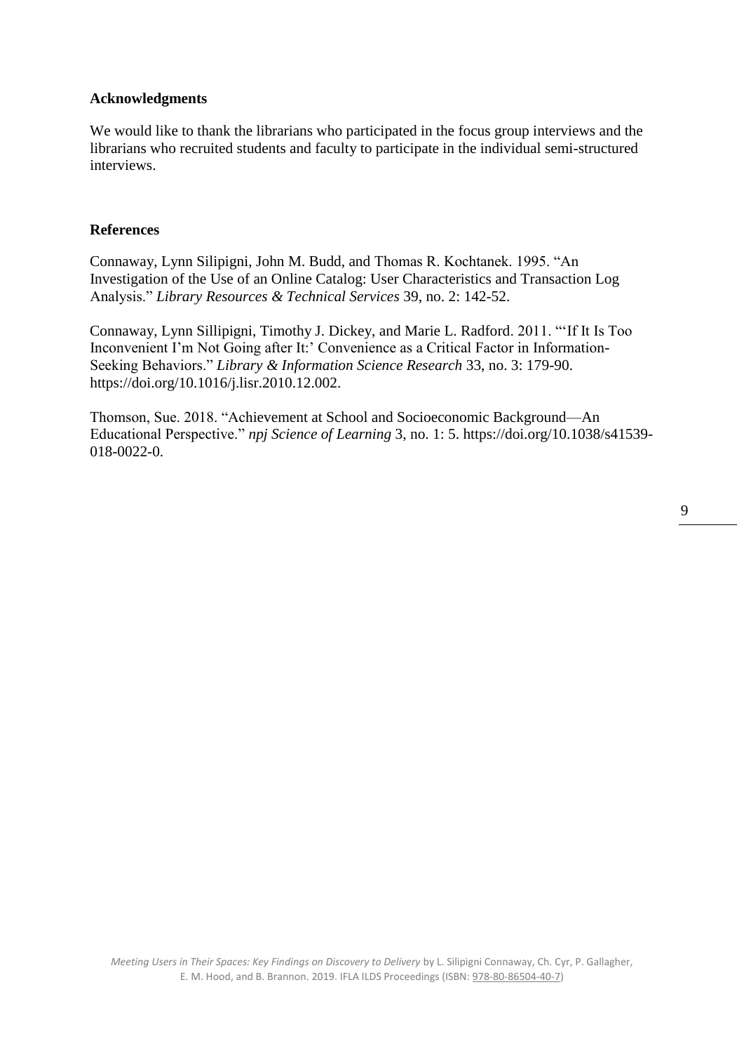### Acknowledgments

We would like to thank the librarians who participated in the focus group interviews and the librarians who recruited students and faculty to participate in the individual semi-structured interviews.

### References

Connaway, Lynn Silipigni, John M. Budd, and Thomas R. Kochtanek. 1995. "An Investigation of the Use of an Online Catalog: User Characteristics and Transaction Log Analysis." *Library Resources & Technical Services* 39, no. 2: 142-52.

Connaway, Lynn Sillipigni, Timothy J. Dickey, and Marie L. Radford. 2011. "'If It Is Too Inconvenient I'm Not Going after It:' Convenience as a Critical Factor in Information-Seeking Behaviors." *Library & Information Science Research* 33, no. 3: 179-90. https://doi.org/10.1016/j.lisr.2010.12.002.

Thomson, Sue. 2018. "Achievement at School and Socioeconomic Background—An Educational Perspective." *npj Science of Learning* 3, no. 1: 5. https://doi.org/10.1038/s41539-018-0022-0.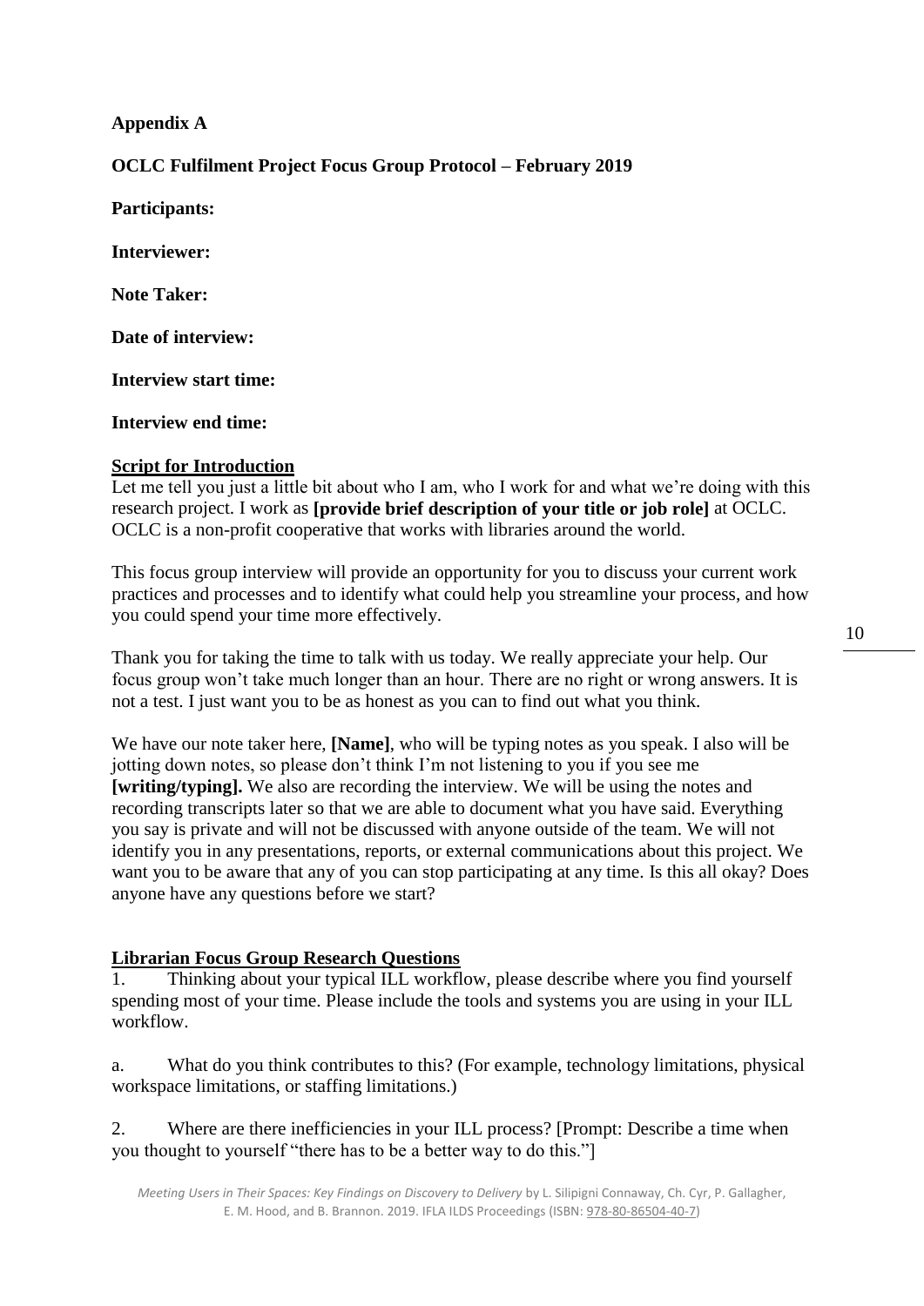**Appendix A**

**OCLC Fulfilment Project Focus Group Protocol – February 2019**

**Participants:**

**Interviewer:**

**Note Taker:**

**Date of interview:**

**Interview start time:**

**Interview end time:**

**Script for Introduction**

Let me tell you just a little bit about who I am, who I work for and what we're doing with this research project. I work as **[provide brief description of your title or job role]** at OCLC. OCLC is a non-profit cooperative that works with libraries around the world.

This focus group interview will provide an opportunity for you to discuss your current work practices and processes and to identify what could help you streamline your process, and how you could spend your time more effectively.

Thank you for taking the time to talk with us today. We really appreciate your help. Our focus group won't take much longer than an hour. There are no right or wrong answers. It is not a test. I just want you to be as honest as you can to find out what you think.

We have our note taker here, **[Name]**, who will be typing notes as you speak. I also will be jotting down notes, so please don't think I'm not listening to you if you see me **[writing/typing].** We also are recording the interview. We will be using the notes and recording transcripts later so that we are able to document what you have said. Everything you say is private and will not be discussed with anyone outside of the team. We will not identify you in any presentations, reports, or external communications about this project. We want you to be aware that any of you can stop participating at any time. Is this all okay? Does anyone have any questions before we start?

**Librarian Focus Group Research Questions**

1. Thinking about your typical ILL workflow, please describe where you find yourself spending most of your time. Please include the tools and systems you are using in your ILL workflow.

a. What do you think contributes to this? (For example, technology limitations, physical workspace limitations, or staffing limitations.)

2. Where are there inefficiencies in your ILL process? [Prompt: Describe a time when you thought to yourself "there has to be a better way to do this."]

*Meeting Users in Their Spaces: Key Findings on Discovery to Delivery* by L. Silipigni Connaway, Ch. Cyr, P. Gallagher, E. M. Hood, and B. Brannon. 2019. IFLA ILDS Proceedings (ISBN: 978-80-86504-40-7)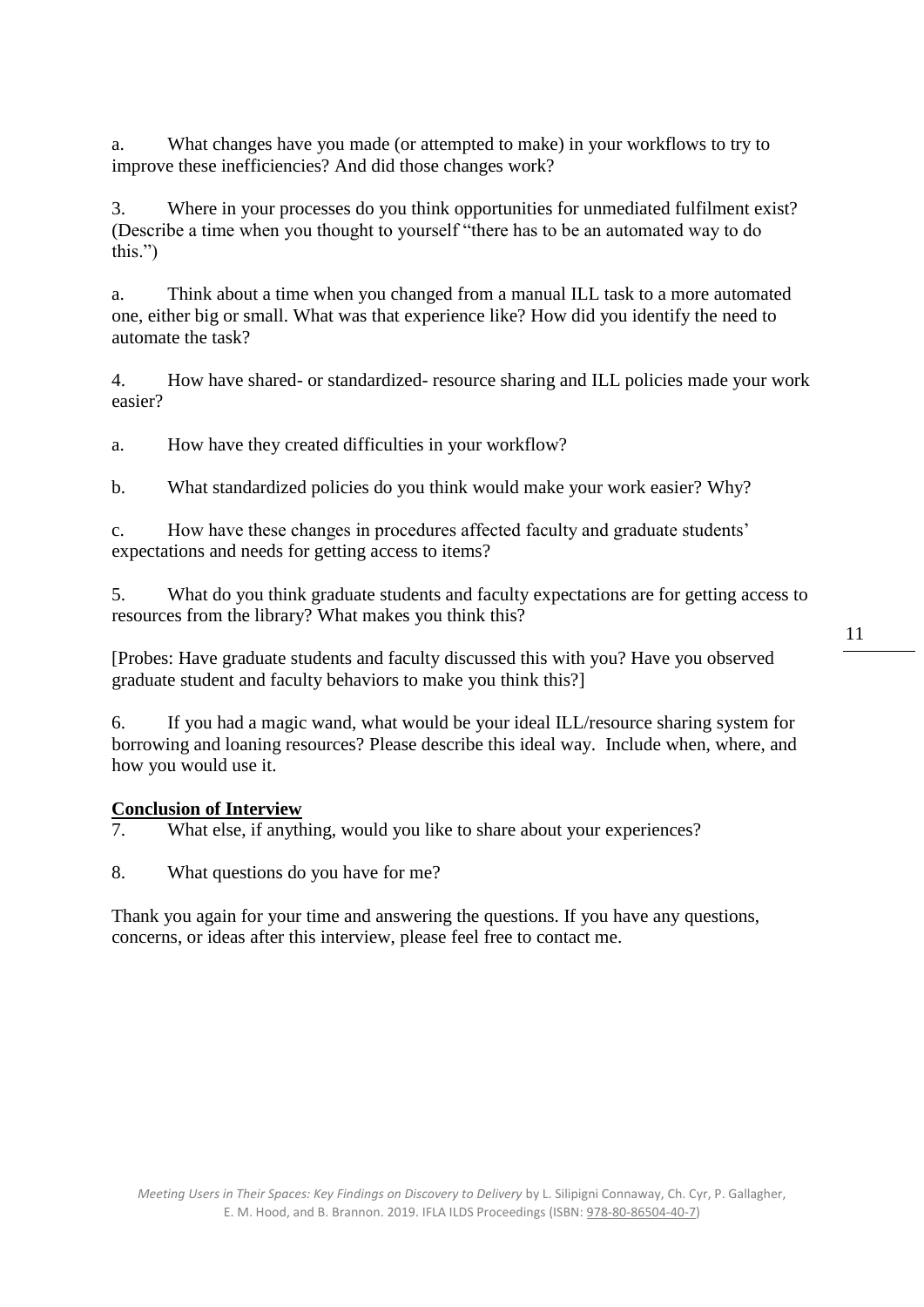a. What changes have you made (or attempted to make) in your workflows to try to improve these inefficiencies? And did those changes work?

3. Where in your processes do you think opportunities for unmediated fulfilment exist? (Describe a time when you thought to yourself "there has to be an automated way to do this.")

a. Think about a time when you changed from a manual ILL task to a more automated one, either big or small. What was that experience like? How did you identify the need to automate the task?

4. How have shared- or standardized- resource sharing and ILL policies made your work easier?

a. How have they created difficulties in your workflow?

b. What standardized policies do you think would make your work easier? Why?

c. How have these changes in procedures affected faculty and graduate students' expectations and needs for getting access to items?

5. What do you think graduate students and faculty expectations are for getting access to resources from the library? What makes you think this?

[Probes: Have graduate students and faculty discussed this with you? Have you observed graduate student and faculty behaviors to make you think this?]

6. If you had a magic wand, what would be your ideal ILL/resource sharing system for borrowing and loaning resources? Please describe this ideal way. Include when, where, and how you would use it.

**Conclusion of Interview**

7. What else, if anything, would you like to share about your experiences?

8. What questions do you have for me?

Thank you again for your time and answering the questions. If you have any questions, concerns, or ideas after this interview, please feel free to contact me.